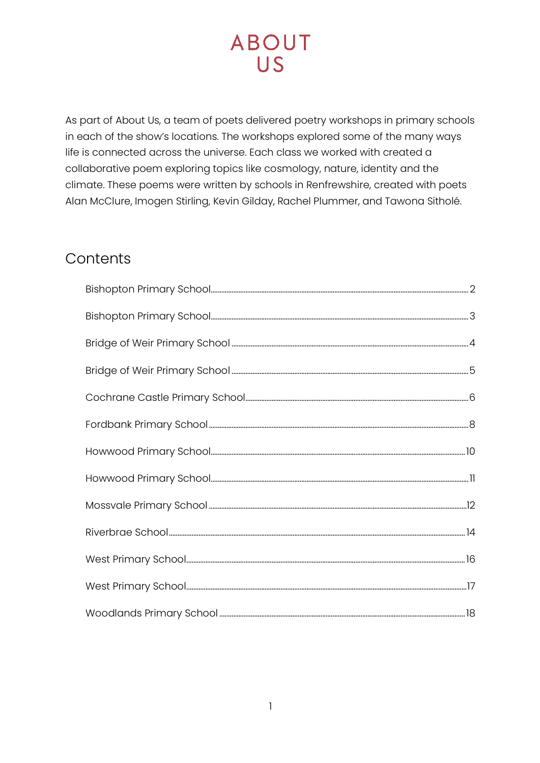# ABOUT US

As part of About Us, a team of poets delivered poetry workshops in primary schools in each of the show's locations. The workshops explored some of the many ways life is connected across the universe. Each class we worked with created a collaborative poem exploring topics like cosmology, nature, identity and the climate. These poems were written by schools in Renfrewshire, created with poets Alan McClure, Imogen Stirling, Kevin Gilday, Rachel Plummer, and Tawona Sitholé.

## Contents

- Bishopton Primary School ........ 2
- Bishopton Primary School ........ 3
- Bridge of Weir Primary School ........ 4
- Bridge of Weir Primary School ........ 5
- Cochrane Castle Primary School ........ 6
- Fordbank Primary School ........ 8
- Howwood Primary School ........ 10
- Howwood Primary School ........ 11
- Mossvale Primary School ........ 12
- Riverbrae School ........ 14
- West Primary School ........ 16
- West Primary School ........ 17
- Woodlands Primary School ........ 18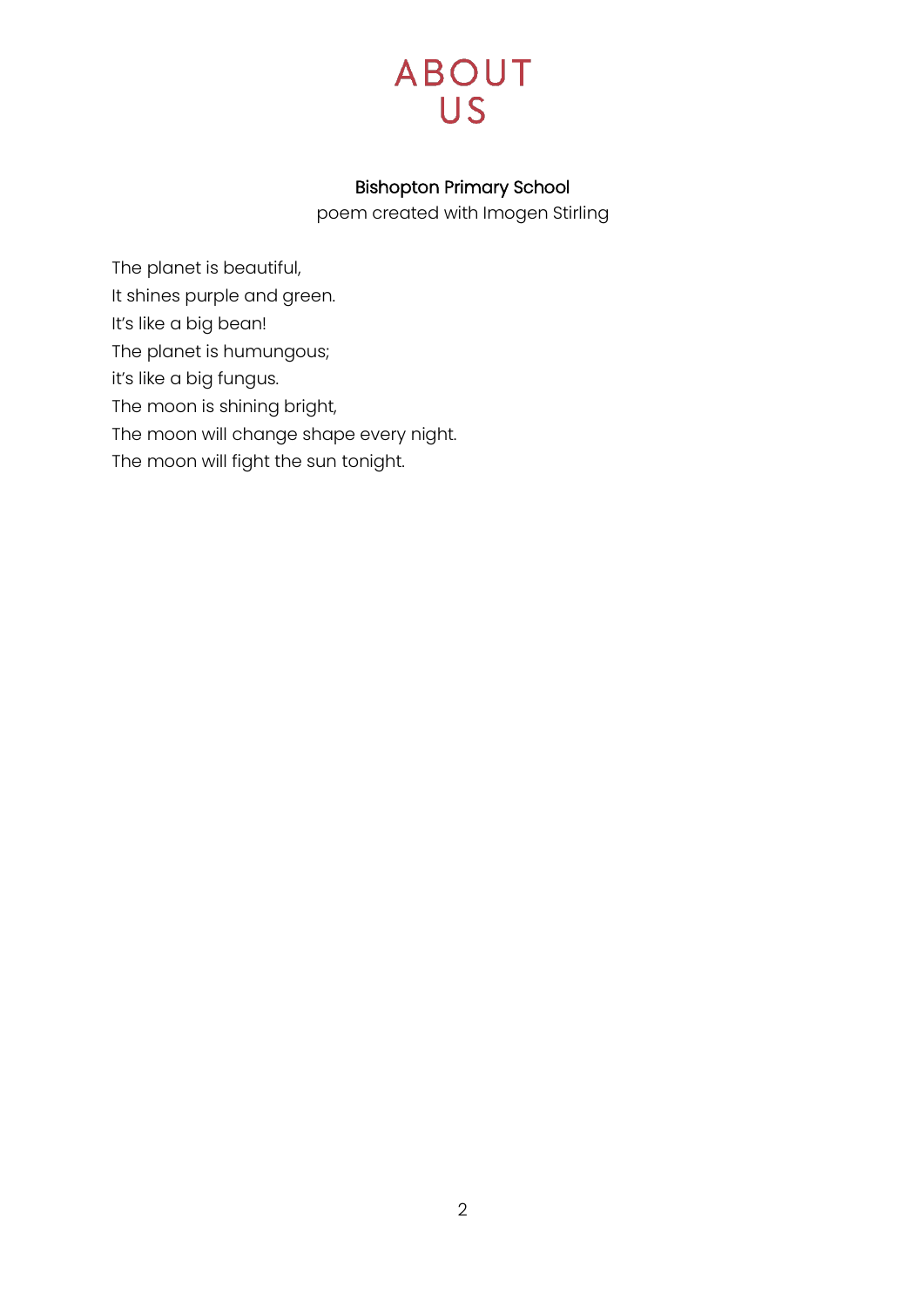# ABOUT US

**Bishopton Primary School**

poem created with Imogen Stirling

The planet is beautiful,
It shines purple and green.
It's like a big bean!
The planet is humungous;
it's like a big fungus.
The moon is shining bright,
The moon will change shape every night.
The moon will fight the sun tonight.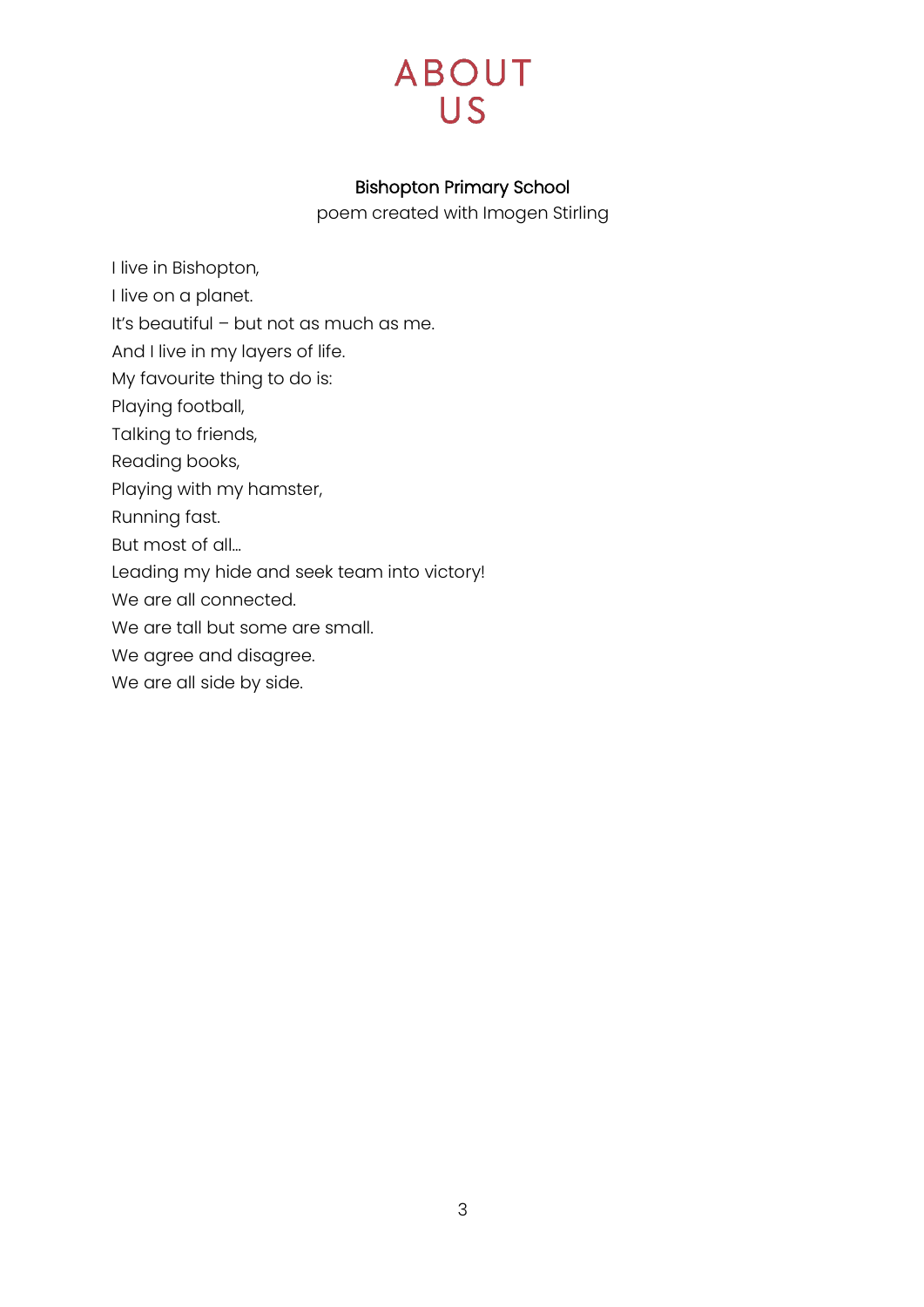# ABOUT US

## Bishopton Primary School

poem created with Imogen Stirling

I live in Bishopton,
I live on a planet.
It's beautiful – but not as much as me.
And I live in my layers of life.
My favourite thing to do is:
Playing football,
Talking to friends,
Reading books,
Playing with my hamster,
Running fast.
But most of all…
Leading my hide and seek team into victory!
We are all connected.
We are tall but some are small.
We agree and disagree.
We are all side by side.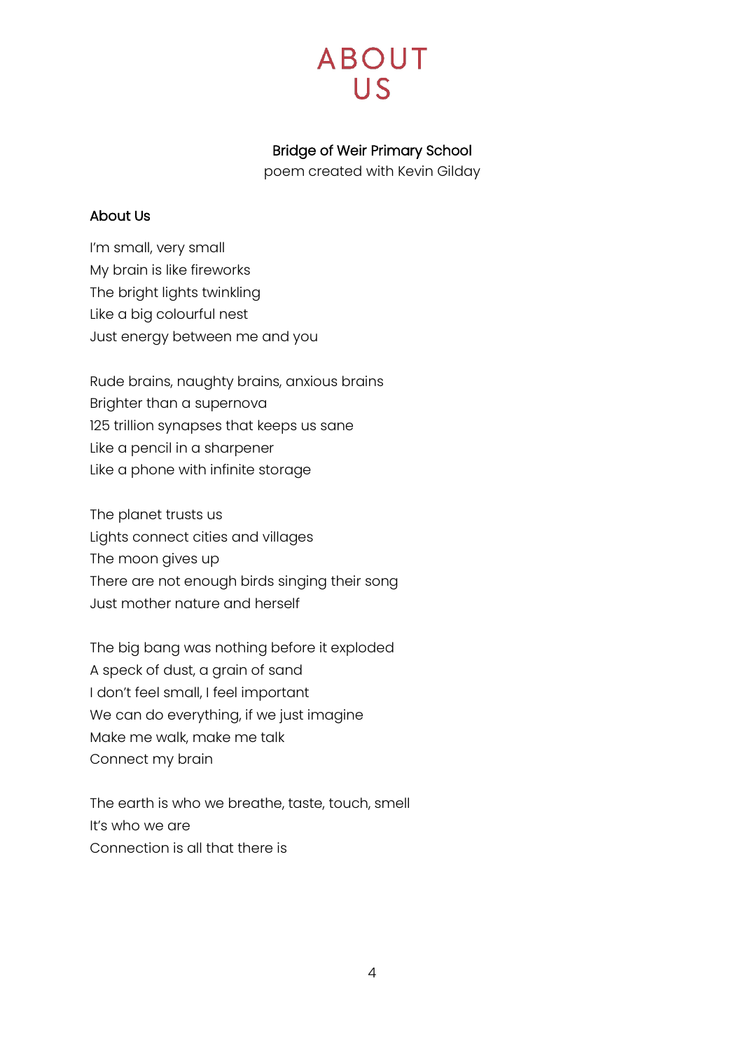# ABOUT US

**Bridge of Weir Primary School**

poem created with Kevin Gilday

## About Us

I'm small, very small
My brain is like fireworks
The bright lights twinkling
Like a big colourful nest
Just energy between me and you

Rude brains, naughty brains, anxious brains
Brighter than a supernova
125 trillion synapses that keeps us sane
Like a pencil in a sharpener
Like a phone with infinite storage

The planet trusts us
Lights connect cities and villages
The moon gives up
There are not enough birds singing their song
Just mother nature and herself

The big bang was nothing before it exploded
A speck of dust, a grain of sand
I don't feel small, I feel important
We can do everything, if we just imagine
Make me walk, make me talk
Connect my brain

The earth is who we breathe, taste, touch, smell
It's who we are
Connection is all that there is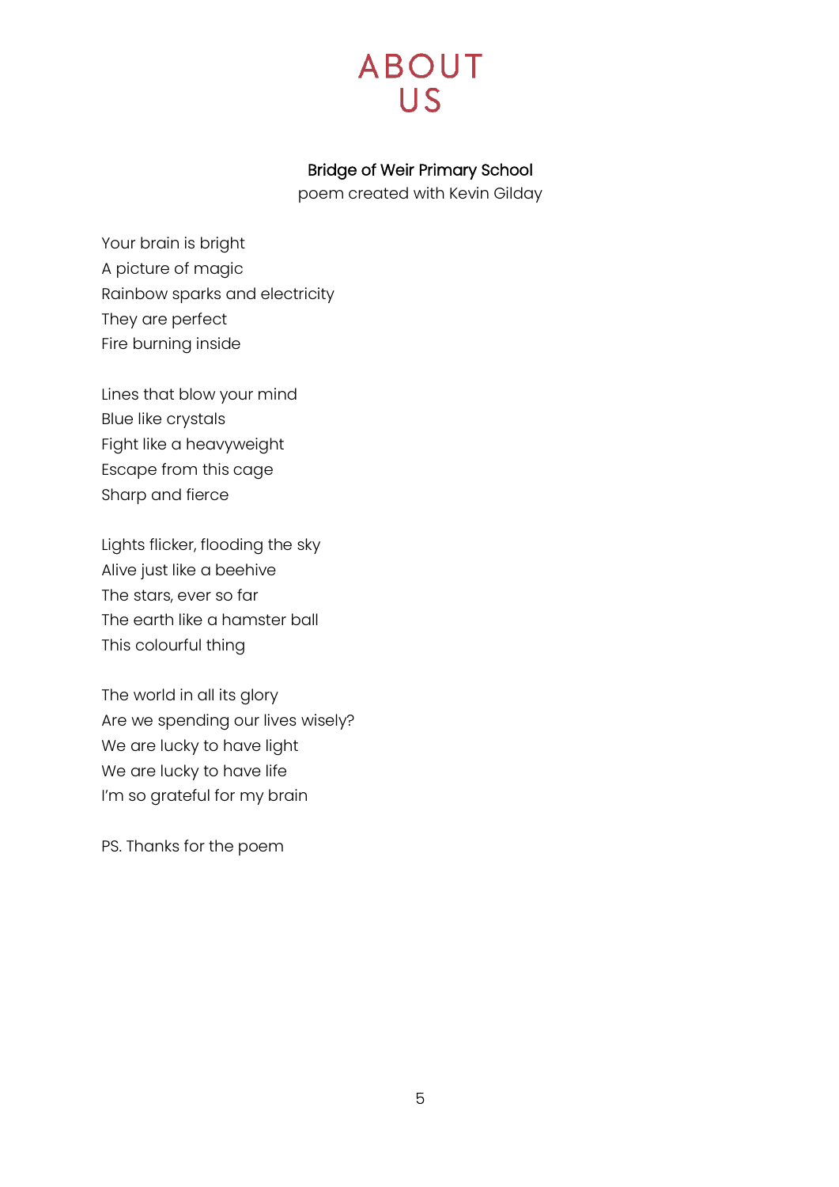# ABOUT US

## Bridge of Weir Primary School

poem created with Kevin Gilday

Your brain is bright
A picture of magic
Rainbow sparks and electricity
They are perfect
Fire burning inside

Lines that blow your mind
Blue like crystals
Fight like a heavyweight
Escape from this cage
Sharp and fierce

Lights flicker, flooding the sky
Alive just like a beehive
The stars, ever so far
The earth like a hamster ball
This colourful thing

The world in all its glory
Are we spending our lives wisely?
We are lucky to have light
We are lucky to have life
I'm so grateful for my brain

PS. Thanks for the poem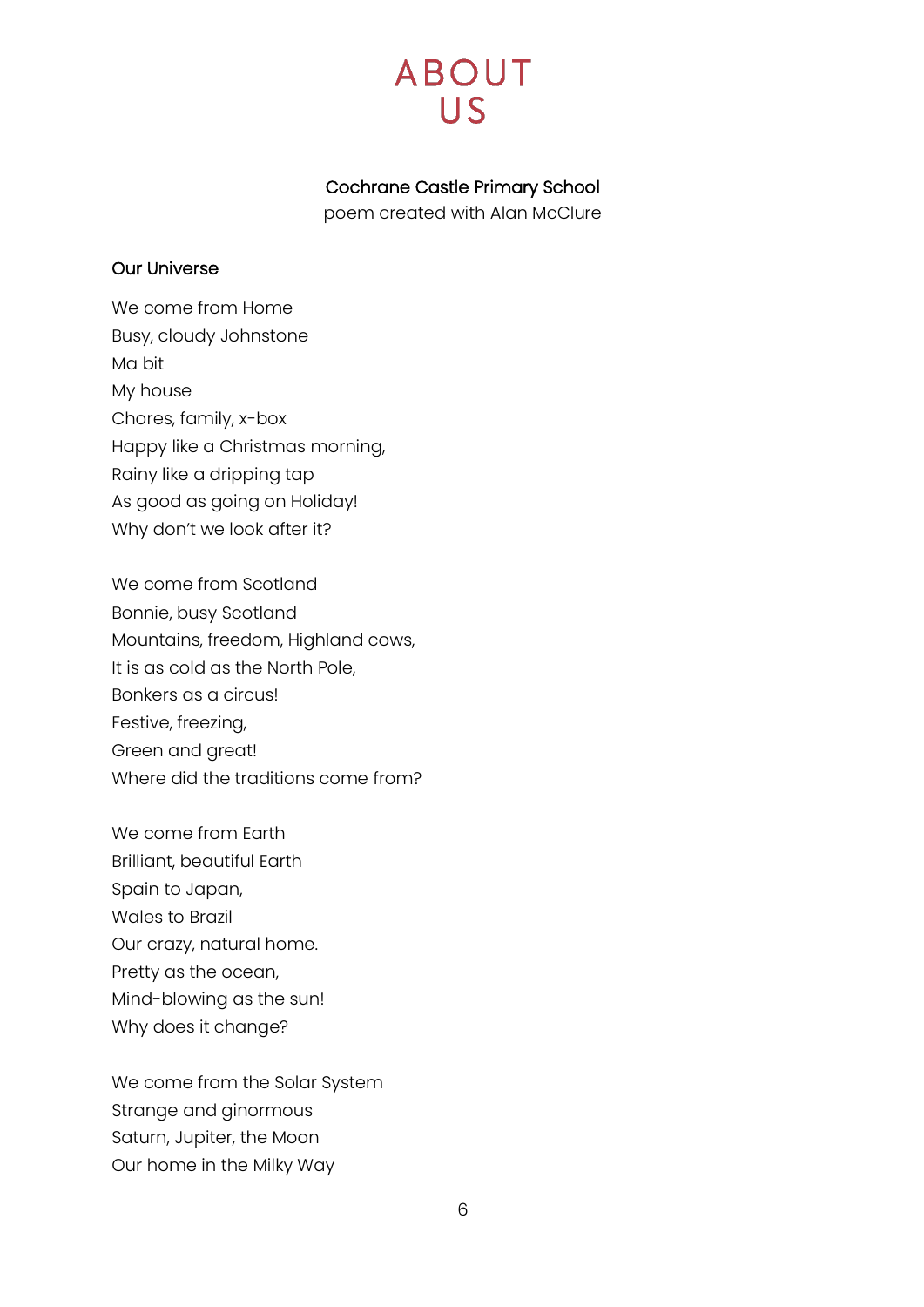# ABOUT US

**Cochrane Castle Primary School**
poem created with Alan McClure

## Our Universe

We come from Home
Busy, cloudy Johnstone
Ma bit
My house
Chores, family, x-box
Happy like a Christmas morning,
Rainy like a dripping tap
As good as going on Holiday!
Why don't we look after it?

We come from Scotland
Bonnie, busy Scotland
Mountains, freedom, Highland cows,
It is as cold as the North Pole,
Bonkers as a circus!
Festive, freezing,
Green and great!
Where did the traditions come from?

We come from Earth
Brilliant, beautiful Earth
Spain to Japan,
Wales to Brazil
Our crazy, natural home.
Pretty as the ocean,
Mind-blowing as the sun!
Why does it change?

We come from the Solar System
Strange and ginormous
Saturn, Jupiter, the Moon
Our home in the Milky Way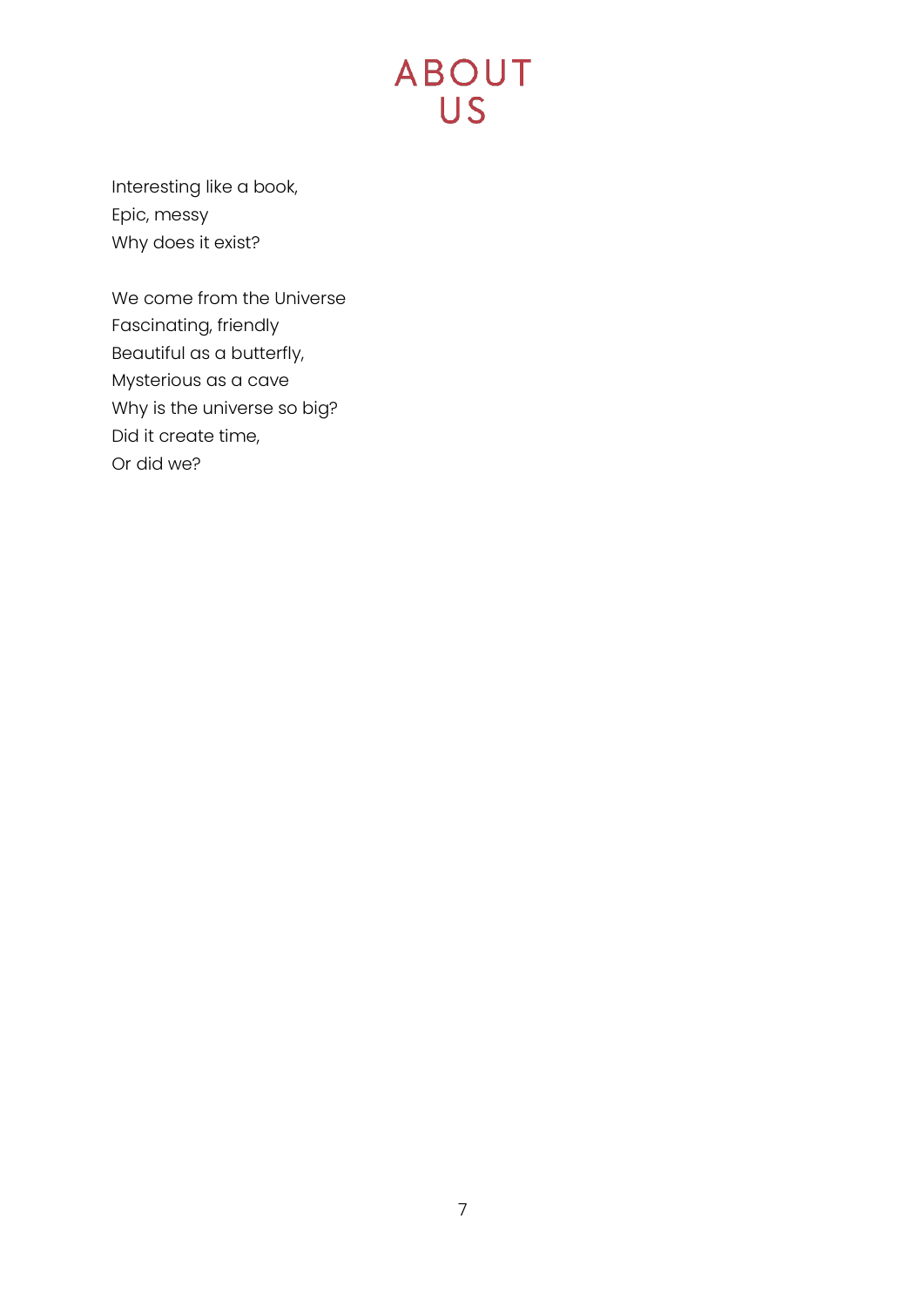# ABOUT US

Interesting like a book,  
Epic, messy  
Why does it exist?

We come from the Universe  
Fascinating, friendly  
Beautiful as a butterfly,  
Mysterious as a cave  
Why is the universe so big?  
Did it create time,  
Or did we?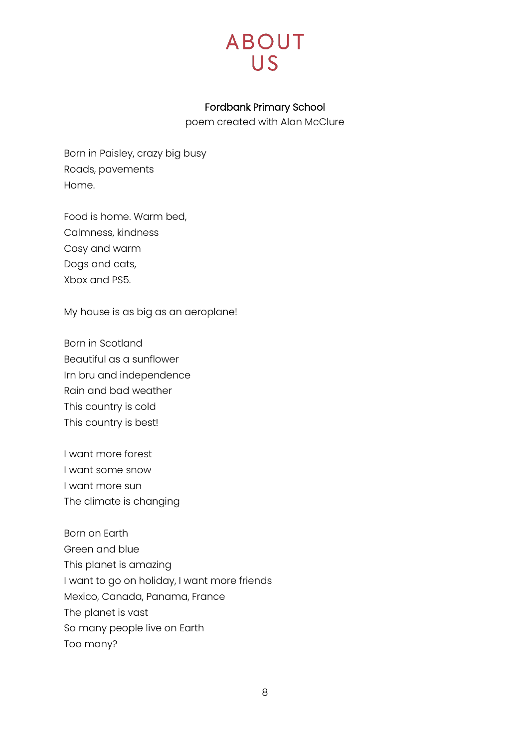# ABOUT US

**Fordbank Primary School**

poem created with Alan McClure

Born in Paisley, crazy big busy
Roads, pavements
Home.

Food is home. Warm bed,
Calmness, kindness
Cosy and warm
Dogs and cats,
Xbox and PS5.

My house is as big as an aeroplane!

Born in Scotland
Beautiful as a sunflower
Irn bru and independence
Rain and bad weather
This country is cold
This country is best!

I want more forest
I want some snow
I want more sun
The climate is changing

Born on Earth
Green and blue
This planet is amazing
I want to go on holiday, I want more friends
Mexico, Canada, Panama, France
The planet is vast
So many people live on Earth
Too many?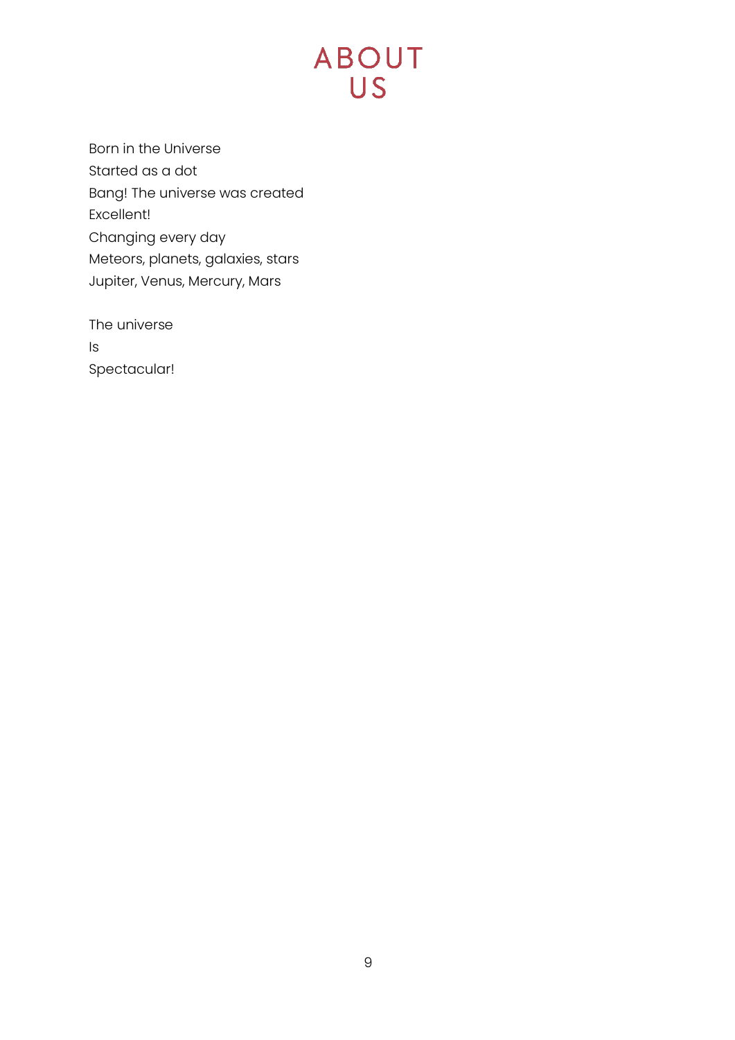# ABOUT US

Born in the Universe
Started as a dot
Bang! The universe was created
Excellent!
Changing every day
Meteors, planets, galaxies, stars
Jupiter, Venus, Mercury, Mars

The universe
Is
Spectacular!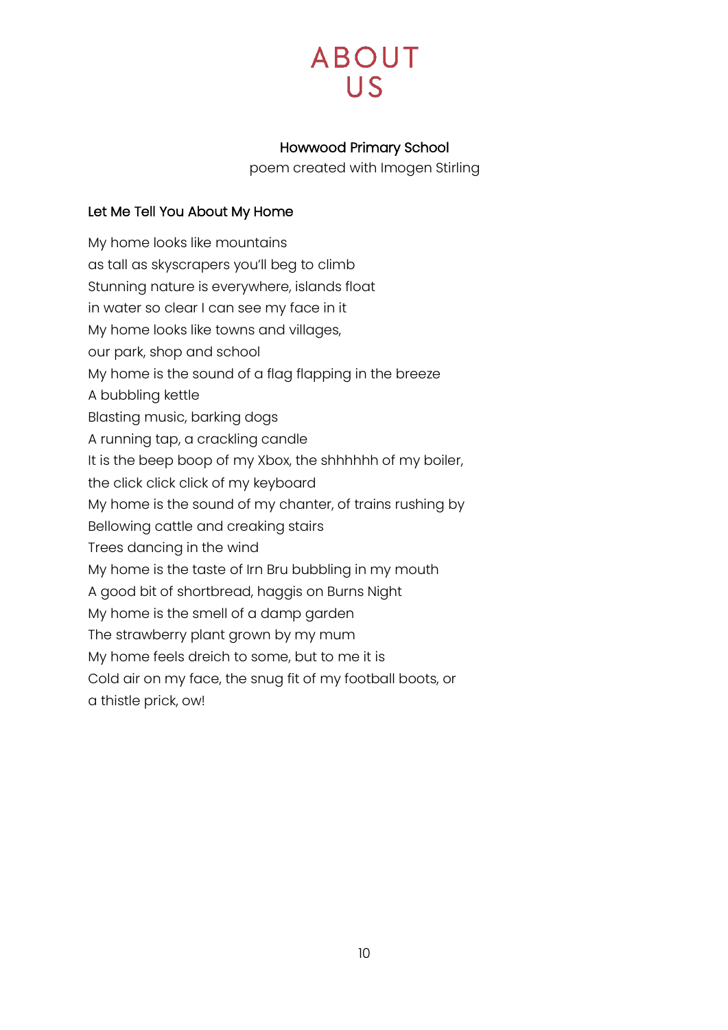# ABOUT US

**Howwood Primary School**

poem created with Imogen Stirling

## Let Me Tell You About My Home

My home looks like mountains
as tall as skyscrapers you'll beg to climb
Stunning nature is everywhere, islands float
in water so clear I can see my face in it
My home looks like towns and villages,
our park, shop and school
My home is the sound of a flag flapping in the breeze
A bubbling kettle
Blasting music, barking dogs
A running tap, a crackling candle
It is the beep boop of my Xbox, the shhhhhh of my boiler,
the click click click of my keyboard
My home is the sound of my chanter, of trains rushing by
Bellowing cattle and creaking stairs
Trees dancing in the wind
My home is the taste of Irn Bru bubbling in my mouth
A good bit of shortbread, haggis on Burns Night
My home is the smell of a damp garden
The strawberry plant grown by my mum
My home feels dreich to some, but to me it is
Cold air on my face, the snug fit of my football boots, or
a thistle prick, ow!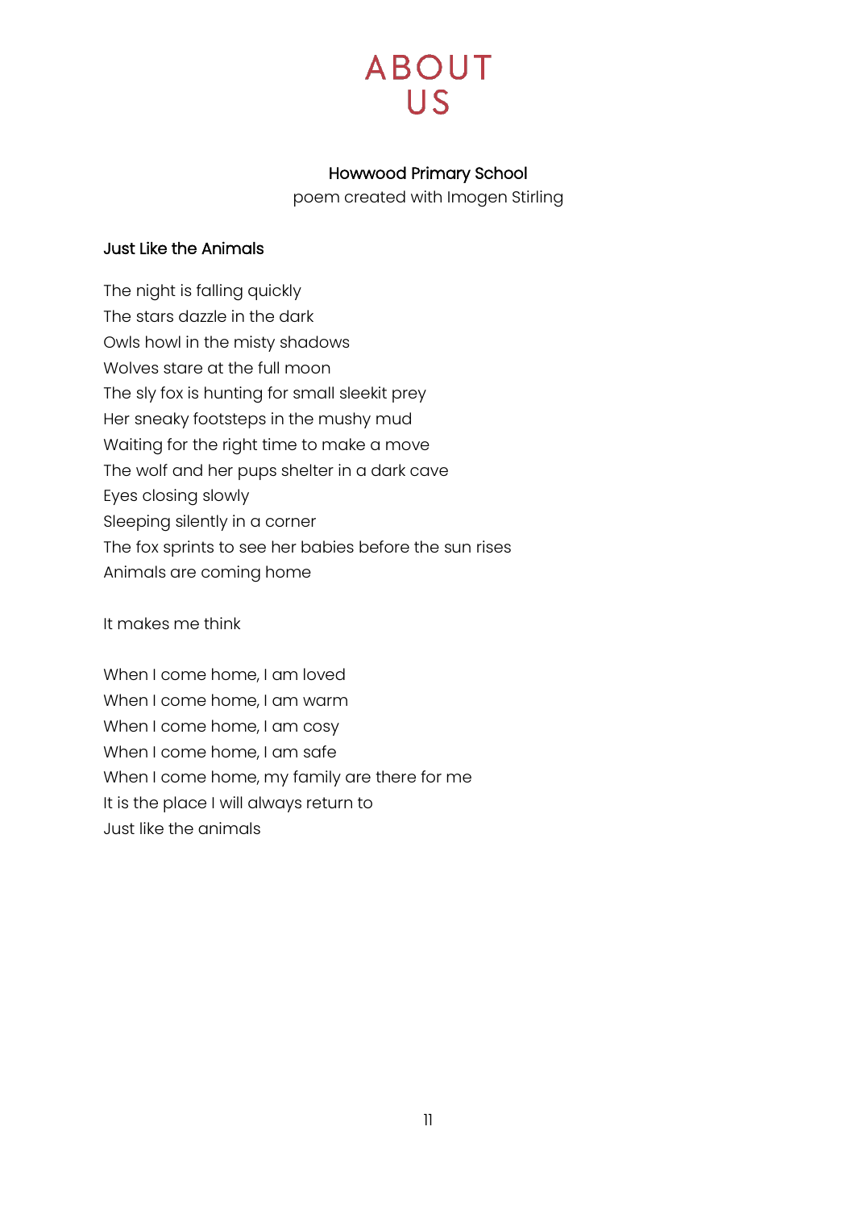# ABOUT US

**Howwood Primary School**

poem created with Imogen Stirling

### Just Like the Animals

The night is falling quickly
The stars dazzle in the dark
Owls howl in the misty shadows
Wolves stare at the full moon
The sly fox is hunting for small sleekit prey
Her sneaky footsteps in the mushy mud
Waiting for the right time to make a move
The wolf and her pups shelter in a dark cave
Eyes closing slowly
Sleeping silently in a corner
The fox sprints to see her babies before the sun rises
Animals are coming home

It makes me think

When I come home, I am loved
When I come home, I am warm
When I come home, I am cosy
When I come home, I am safe
When I come home, my family are there for me
It is the place I will always return to
Just like the animals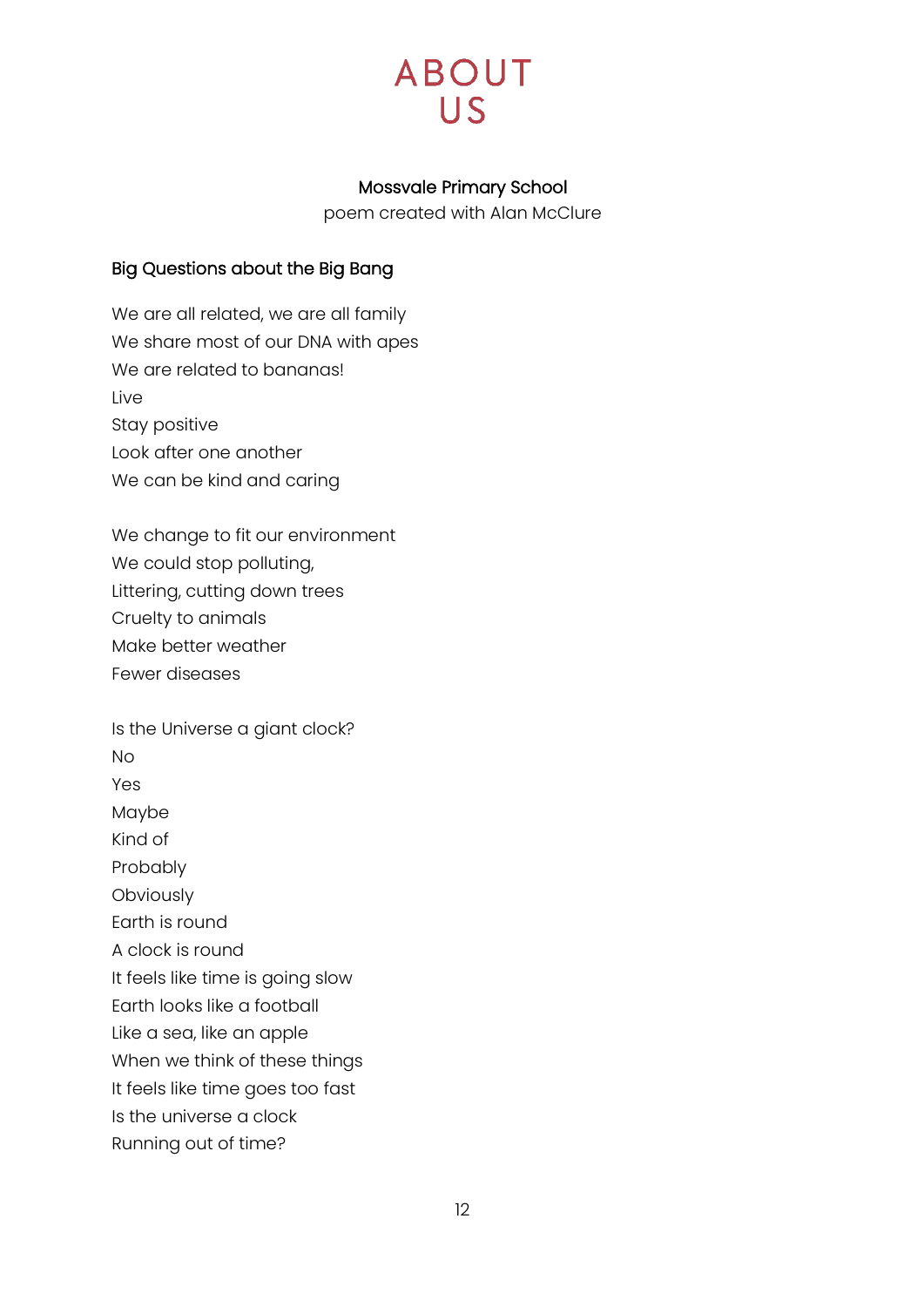# ABOUT US

**Mossvale Primary School**

poem created with Alan McClure

## Big Questions about the Big Bang

We are all related, we are all family
We share most of our DNA with apes
We are related to bananas!
Live
Stay positive
Look after one another
We can be kind and caring

We change to fit our environment
We could stop polluting,
Littering, cutting down trees
Cruelty to animals
Make better weather
Fewer diseases

Is the Universe a giant clock?
No
Yes
Maybe
Kind of
Probably
Obviously
Earth is round
A clock is round
It feels like time is going slow
Earth looks like a football
Like a sea, like an apple
When we think of these things
It feels like time goes too fast
Is the universe a clock
Running out of time?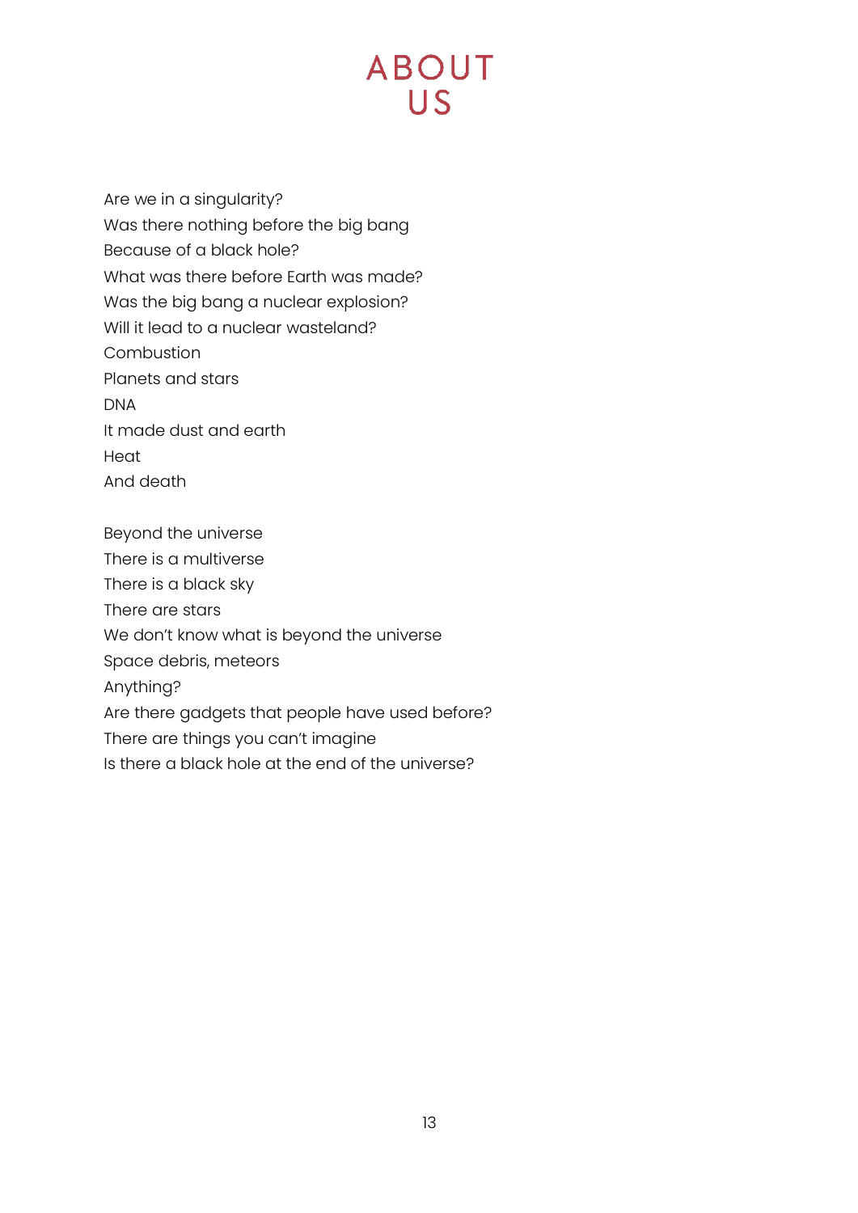# ABOUT US

Are we in a singularity?
Was there nothing before the big bang
Because of a black hole?
What was there before Earth was made?
Was the big bang a nuclear explosion?
Will it lead to a nuclear wasteland?
Combustion
Planets and stars
DNA
It made dust and earth
Heat
And death

Beyond the universe
There is a multiverse
There is a black sky
There are stars
We don't know what is beyond the universe
Space debris, meteors
Anything?
Are there gadgets that people have used before?
There are things you can't imagine
Is there a black hole at the end of the universe?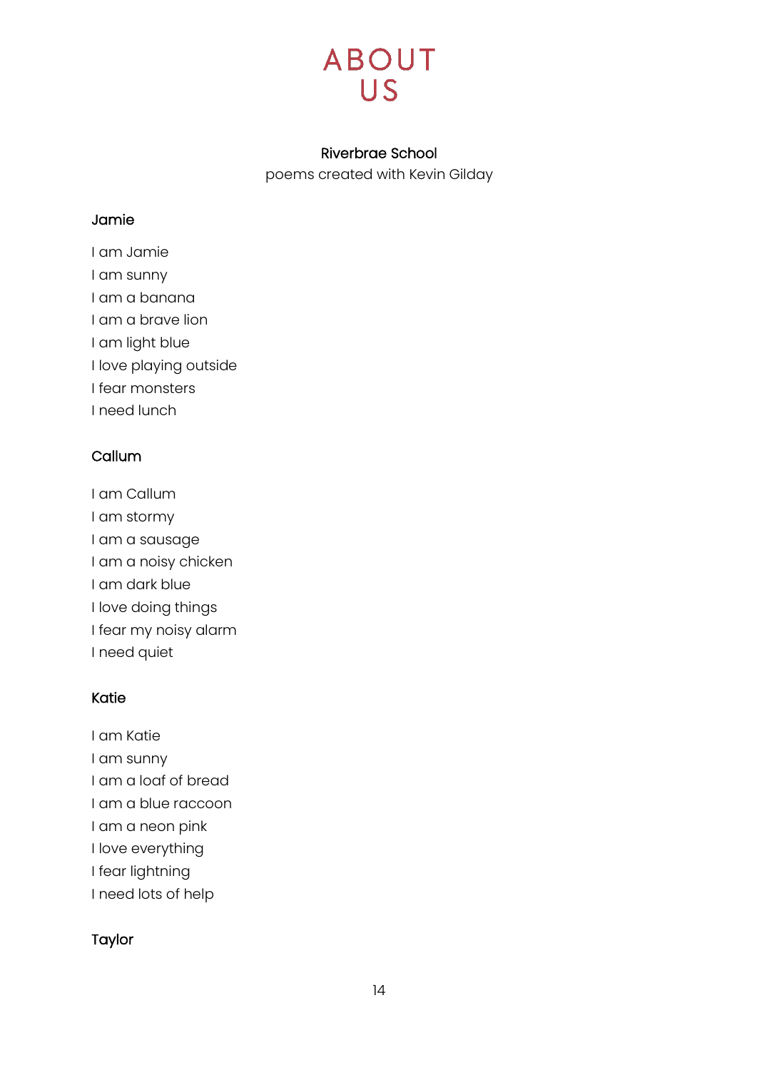# ABOUT US

**Riverbrae School**
poems created with Kevin Gilday

### Jamie

I am Jamie
I am sunny
I am a banana
I am a brave lion
I am light blue
I love playing outside
I fear monsters
I need lunch

### Callum

I am Callum
I am stormy
I am a sausage
I am a noisy chicken
I am dark blue
I love doing things
I fear my noisy alarm
I need quiet

### Katie

I am Katie
I am sunny
I am a loaf of bread
I am a blue raccoon
I am a neon pink
I love everything
I fear lightning
I need lots of help

### Taylor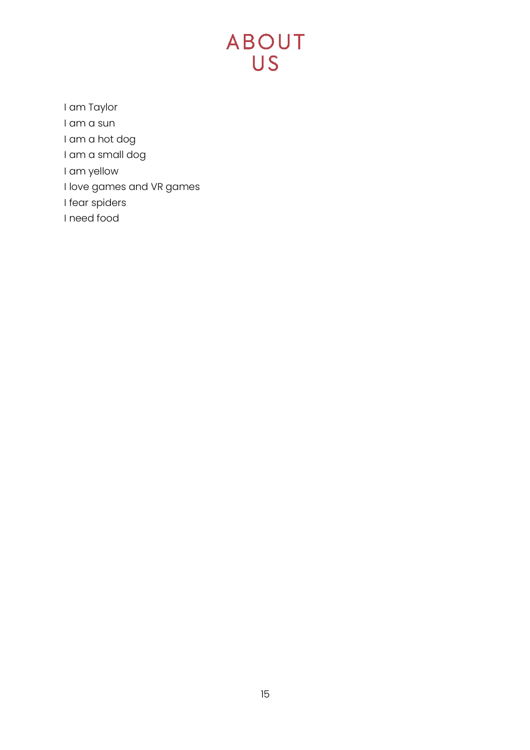# ABOUT US

I am Taylor
I am a sun
I am a hot dog
I am a small dog
I am yellow
I love games and VR games
I fear spiders
I need food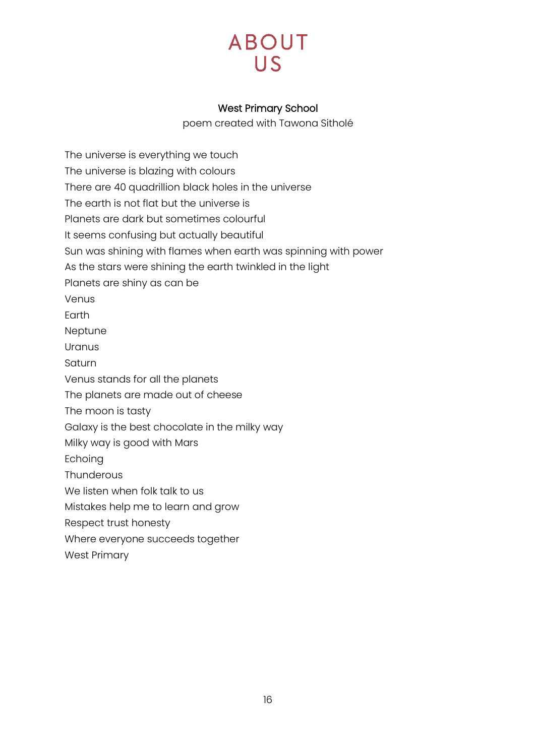# ABOUT US

**West Primary School**

poem created with Tawona Sitholé

The universe is everything we touch
The universe is blazing with colours
There are 40 quadrillion black holes in the universe
The earth is not flat but the universe is
Planets are dark but sometimes colourful
It seems confusing but actually beautiful
Sun was shining with flames when earth was spinning with power
As the stars were shining the earth twinkled in the light
Planets are shiny as can be
Venus
Earth
Neptune
Uranus
Saturn
Venus stands for all the planets
The planets are made out of cheese
The moon is tasty
Galaxy is the best chocolate in the milky way
Milky way is good with Mars
Echoing
Thunderous
We listen when folk talk to us
Mistakes help me to learn and grow
Respect trust honesty
Where everyone succeeds together
West Primary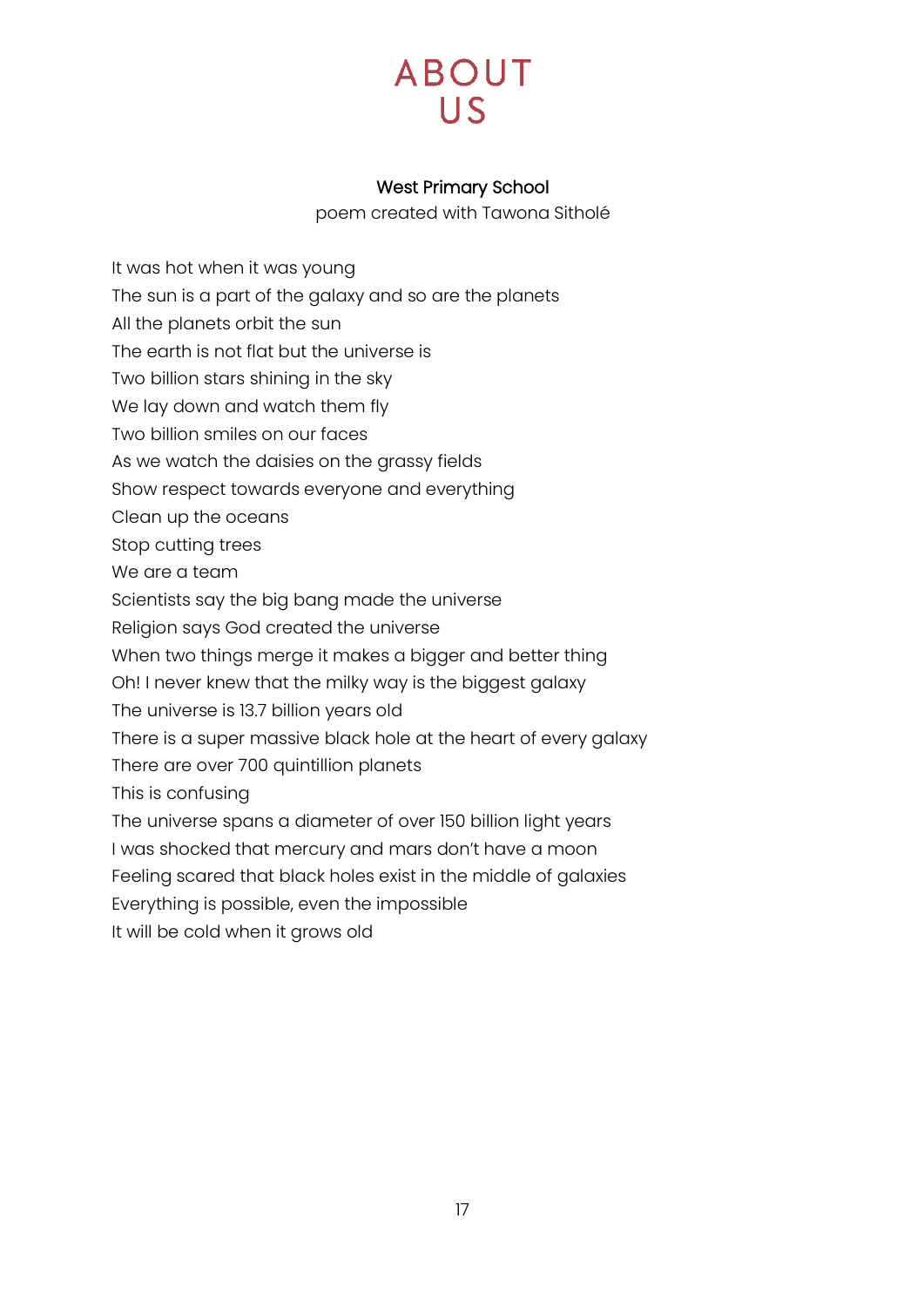# ABOUT US

**West Primary School**

poem created with Tawona Sitholé

It was hot when it was young
The sun is a part of the galaxy and so are the planets
All the planets orbit the sun
The earth is not flat but the universe is
Two billion stars shining in the sky
We lay down and watch them fly
Two billion smiles on our faces
As we watch the daisies on the grassy fields
Show respect towards everyone and everything
Clean up the oceans
Stop cutting trees
We are a team
Scientists say the big bang made the universe
Religion says God created the universe
When two things merge it makes a bigger and better thing
Oh! I never knew that the milky way is the biggest galaxy
The universe is 13.7 billion years old
There is a super massive black hole at the heart of every galaxy
There are over 700 quintillion planets
This is confusing
The universe spans a diameter of over 150 billion light years
I was shocked that mercury and mars don't have a moon
Feeling scared that black holes exist in the middle of galaxies
Everything is possible, even the impossible
It will be cold when it grows old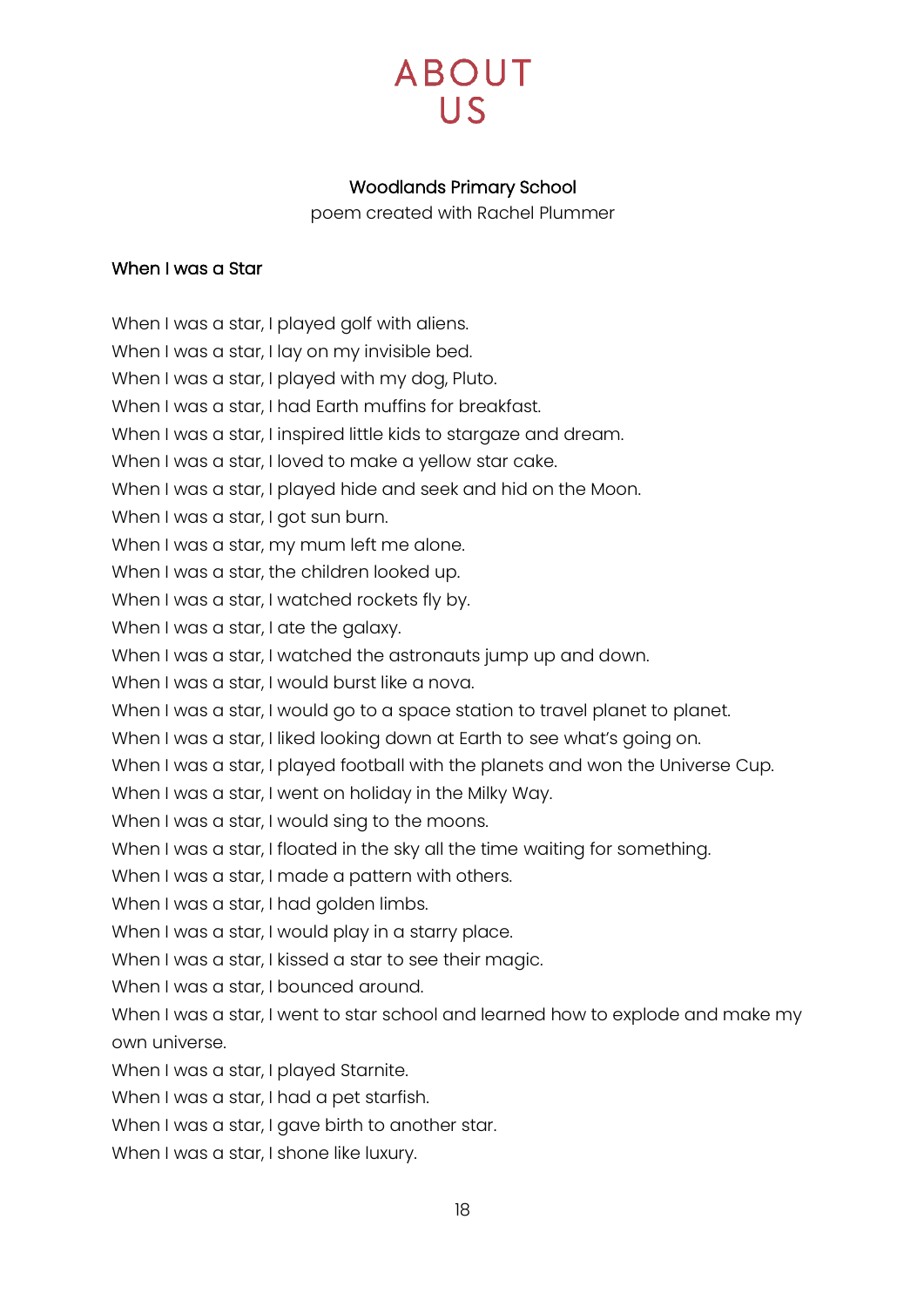# ABOUT US

Woodlands Primary School

poem created with Rachel Plummer

## When I was a Star

When I was a star, I played golf with aliens.
When I was a star, I lay on my invisible bed.
When I was a star, I played with my dog, Pluto.
When I was a star, I had Earth muffins for breakfast.
When I was a star, I inspired little kids to stargaze and dream.
When I was a star, I loved to make a yellow star cake.
When I was a star, I played hide and seek and hid on the Moon.
When I was a star, I got sun burn.
When I was a star, my mum left me alone.
When I was a star, the children looked up.
When I was a star, I watched rockets fly by.
When I was a star, I ate the galaxy.
When I was a star, I watched the astronauts jump up and down.
When I was a star, I would burst like a nova.
When I was a star, I would go to a space station to travel planet to planet.
When I was a star, I liked looking down at Earth to see what's going on.
When I was a star, I played football with the planets and won the Universe Cup.
When I was a star, I went on holiday in the Milky Way.
When I was a star, I would sing to the moons.
When I was a star, I floated in the sky all the time waiting for something.
When I was a star, I made a pattern with others.
When I was a star, I had golden limbs.
When I was a star, I would play in a starry place.
When I was a star, I kissed a star to see their magic.
When I was a star, I bounced around.
When I was a star, I went to star school and learned how to explode and make my own universe.
When I was a star, I played Starnite.
When I was a star, I had a pet starfish.
When I was a star, I gave birth to another star.
When I was a star, I shone like luxury.